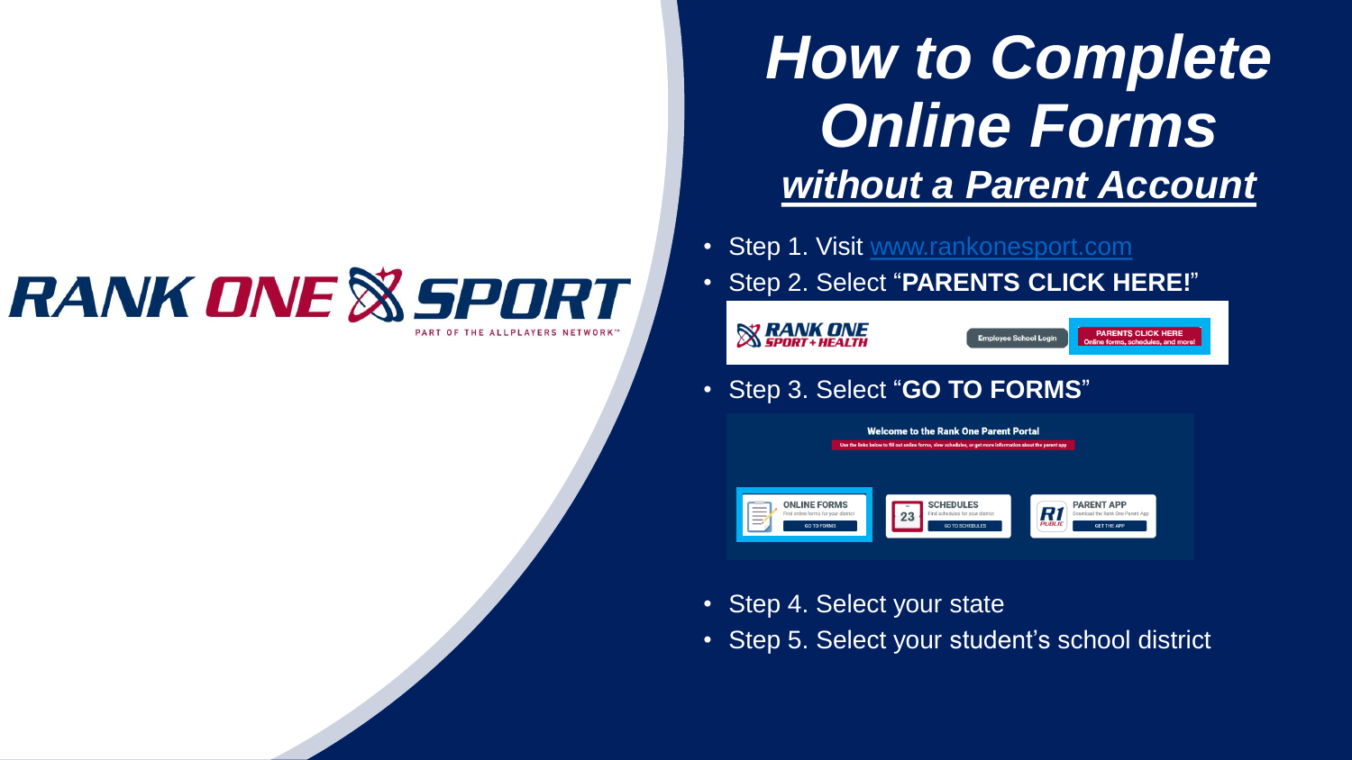RANK ONE SPORT

PART OF THE ALLPLAYERS NETWORK™

# *How to Complete Online Forms*

## ***without a Parent Account***

- Step 1. Visit www.rankonesport.com
- Step 2. Select "**PARENTS CLICK HERE!**"
- Step 3. Select "**GO TO FORMS**"
- Step 4. Select your state
- Step 5. Select your student's school district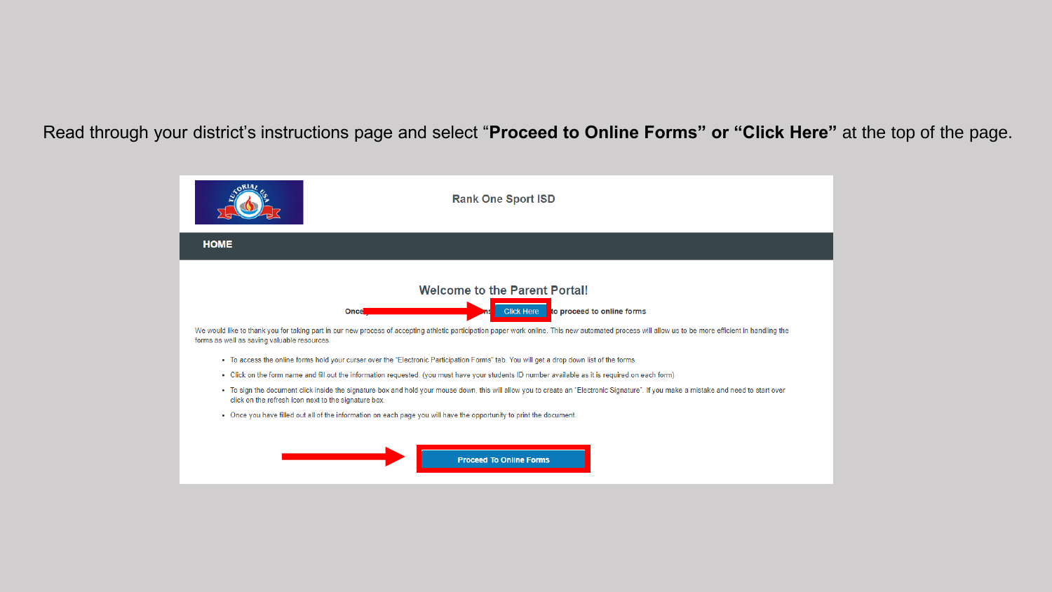Read through your district's instructions page and select "**Proceed to Online Forms" or "Click Here"** at the top of the page.

Rank One Sport ISD

**HOME**

## Welcome to the Parent Portal!

**Once** ... **Click Here** **to proceed to online forms**

We would like to thank you for taking part in our new process of accepting athletic participation paper work online. This new automated process will allow us to be more efficient in handling the forms as well as saving valuable resources.

- To access the online forms hold your curser over the "Electronic Participation Forms" tab. You will get a drop down list of the forms.
- Click on the form name and fill out the information requested. (you must have your students ID number available as it is required on each form)
- To sign the document click inside the signature box and hold your mouse down, this will allow you to create an "Electronic Signature". If you make a mistake and need to start over click on the refresh icon next to the signature box.
- Once you have filled out all of the information on each page you will have the opportunity to print the document.

**Proceed To Online Forms**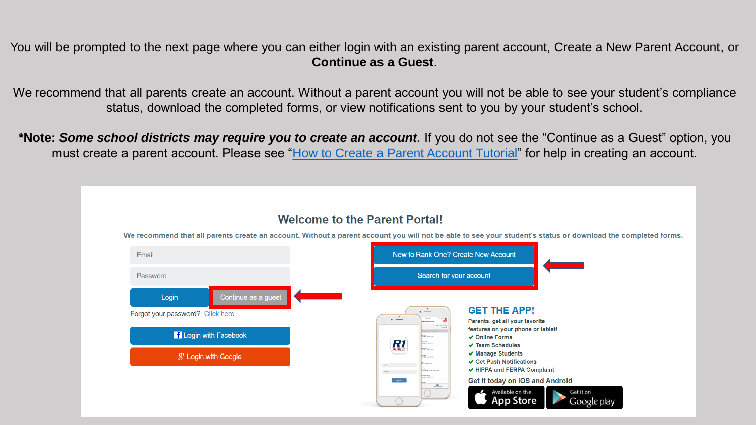You will be prompted to the next page where you can either login with an existing parent account, Create a New Parent Account, or **Continue as a Guest**.

We recommend that all parents create an account. Without a parent account you will not be able to see your student's compliance status, download the completed forms, or view notifications sent to you by your student's school.

***Note: *Some school districts may require you to create an account*.** If you do not see the "Continue as a Guest" option, you must create a parent account. Please see "[How to Create a Parent Account Tutorial]" for help in creating an account.

## Welcome to the Parent Portal!

We recommend that all parents create an account. Without a parent account you will not be able to see your student's status or download the completed forms.

Email

Password

Login | Continue as a guest

Forgot your password? Click here

Login with Facebook

Login with Google

New to Rank One? Create New Account

Search for your account

### GET THE APP!

Parents, get all your favorite features on your phone or tablet!

- Online Forms
- Team Schedules
- Manage Students
- Get Push Notifications
- HIPPA and FERPA Complaint

Get it today on iOS and Android

Available on the App Store

Get it on Google play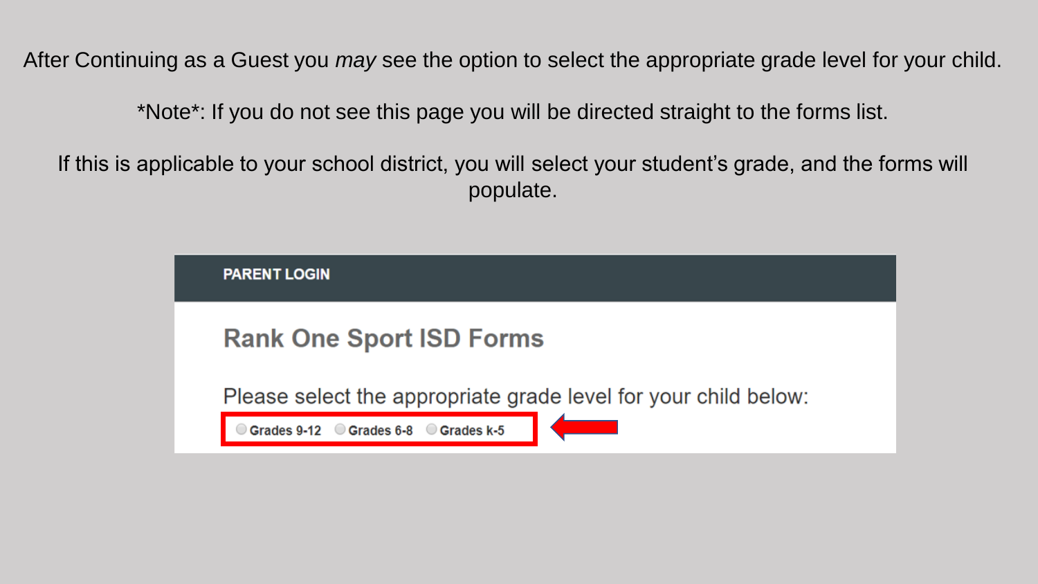After Continuing as a Guest you *may* see the option to select the appropriate grade level for your child.

*Note*: If you do not see this page you will be directed straight to the forms list.

If this is applicable to your school district, you will select your student's grade, and the forms will populate.

**PARENT LOGIN**

## Rank One Sport ISD Forms

Please select the appropriate grade level for your child below:

- Grades 9-12
- Grades 6-8
- Grades k-5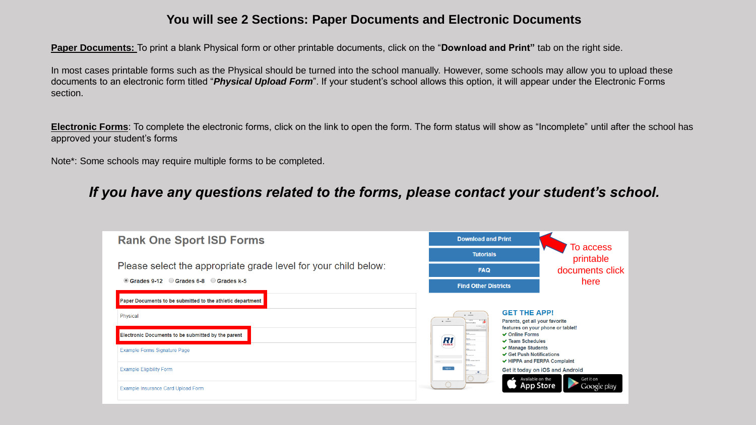# You will see 2 Sections: Paper Documents and Electronic Documents

**Paper Documents:** To print a blank Physical form or other printable documents, click on the "**Download and Print"** tab on the right side.

In most cases printable forms such as the Physical should be turned into the school manually. However, some schools may allow you to upload these documents to an electronic form titled "***Physical Upload Form***". If your student's school allows this option, it will appear under the Electronic Forms section.

**Electronic Forms**: To complete the electronic forms, click on the link to open the form. The form status will show as "Incomplete" until after the school has approved your student's forms

Note*: Some schools may require multiple forms to be completed.

***If you have any questions related to the forms, please contact your student's school.***

## Rank One Sport ISD Forms

Please select the appropriate grade level for your child below:

Grades 9-12 Grades 6-8 Grades k-5

Paper Documents to be submitted to the athletic department

Physical

Electronic Documents to be submitted by the parent

Example Forms Signature Page

Example Eligibility Form

Example Insurance Card Upload Form

Download and Print

Tutorials

FAQ

Find Other Districts

To access printable documents click here

GET THE APP!

Parents, get all your favorite features on your phone or tablet!

- Online Forms
- Team Schedules
- Manage Students
- Get Push Notifications
- HIPPA and FERPA Complaint

Get it today on iOS and Android

Available on the App Store

Get it on Google play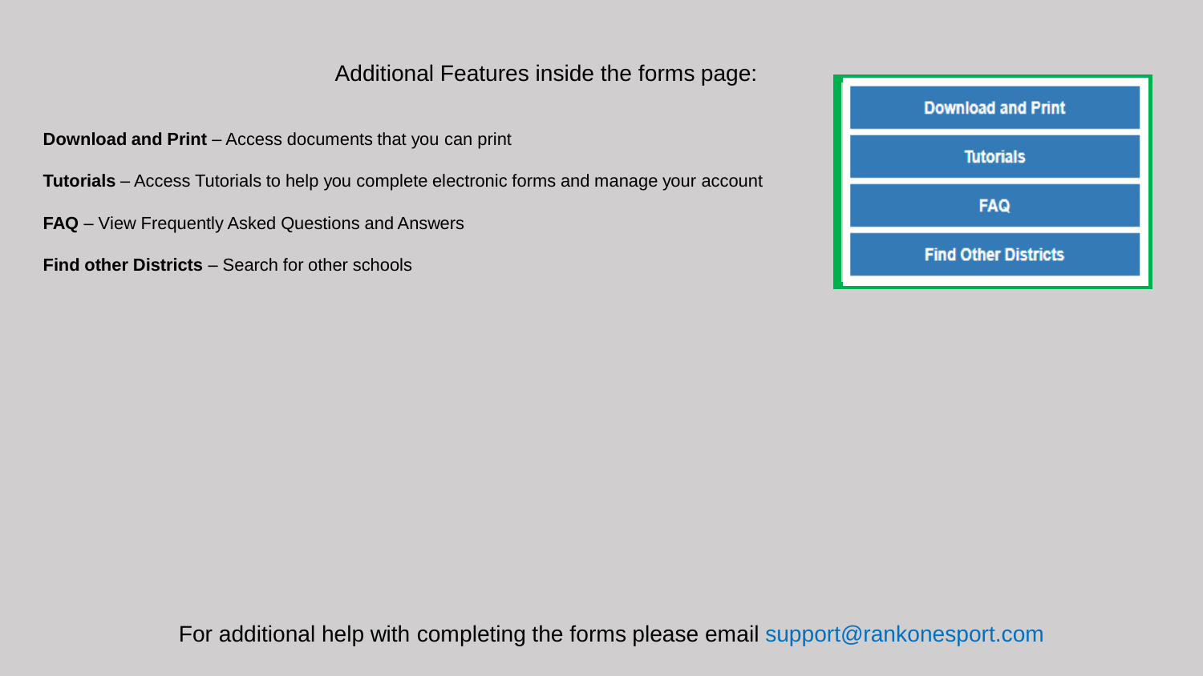Additional Features inside the forms page:

**Download and Print** – Access documents that you can print

**Tutorials** – Access Tutorials to help you complete electronic forms and manage your account

**FAQ** – View Frequently Asked Questions and Answers

**Find other Districts** – Search for other schools

Download and Print

Tutorials

FAQ

Find Other Districts

For additional help with completing the forms please email support@rankonesport.com